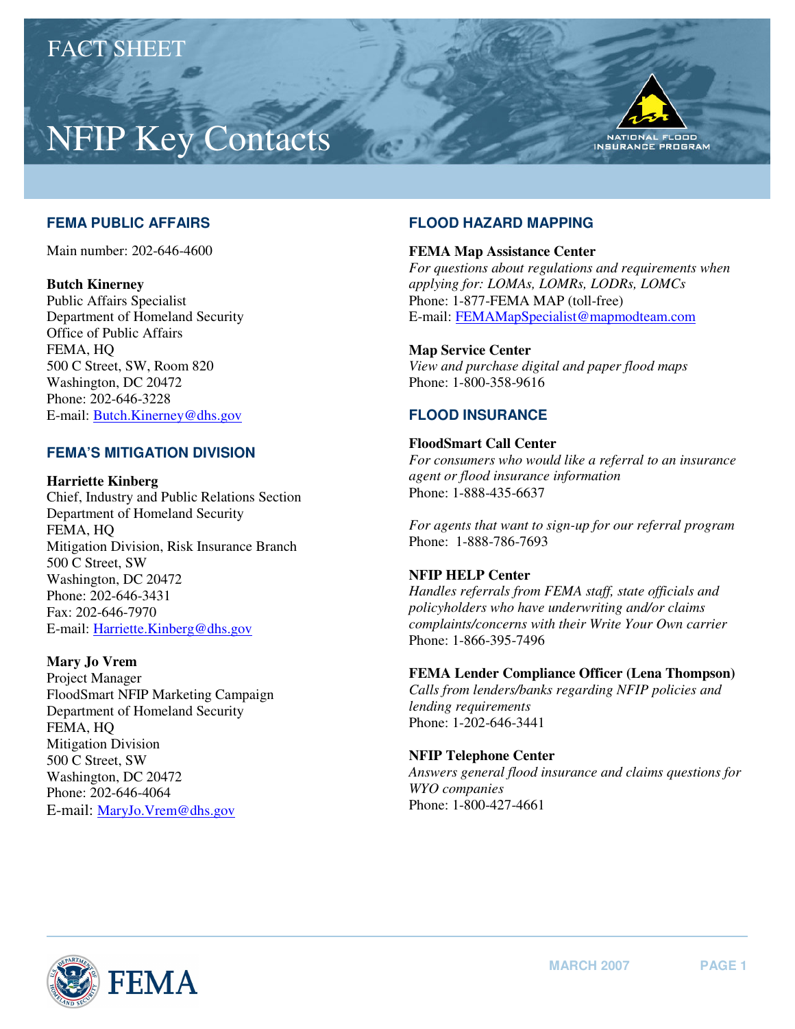FACT SHEET

# NFIP Key Contacts

## FEMA PUBLIC AFFAIRS

Main number: 202-646-4600

**Butch Kinerney**
Public Affairs Specialist
Department of Homeland Security
Office of Public Affairs
FEMA, HQ
500 C Street, SW, Room 820
Washington, DC 20472
Phone: 202-646-3228
E-mail: Butch.Kinerney@dhs.gov

## FEMA'S MITIGATION DIVISION

**Harriette Kinberg**
Chief, Industry and Public Relations Section
Department of Homeland Security
FEMA, HQ
Mitigation Division, Risk Insurance Branch
500 C Street, SW
Washington, DC 20472
Phone: 202-646-3431
Fax: 202-646-7970
E-mail: Harriette.Kinberg@dhs.gov

**Mary Jo Vrem**
Project Manager
FloodSmart NFIP Marketing Campaign
Department of Homeland Security
FEMA, HQ
Mitigation Division
500 C Street, SW
Washington, DC 20472
Phone: 202-646-4064
E-mail: MaryJo.Vrem@dhs.gov

## FLOOD HAZARD MAPPING

**FEMA Map Assistance Center**
*For questions about regulations and requirements when applying for: LOMAs, LOMRs, LODRs, LOMCs*
Phone: 1-877-FEMA MAP (toll-free)
E-mail: FEMAMapSpecialist@mapmodteam.com

**Map Service Center**
*View and purchase digital and paper flood maps*
Phone: 1-800-358-9616

## FLOOD INSURANCE

**FloodSmart Call Center**
*For consumers who would like a referral to an insurance agent or flood insurance information*
Phone: 1-888-435-6637

*For agents that want to sign-up for our referral program*
Phone: 1-888-786-7693

**NFIP HELP Center**
*Handles referrals from FEMA staff, state officials and policyholders who have underwriting and/or claims complaints/concerns with their Write Your Own carrier*
Phone: 1-866-395-7496

**FEMA Lender Compliance Officer (Lena Thompson)**
*Calls from lenders/banks regarding NFIP policies and lending requirements*
Phone: 1-202-646-3441

**NFIP Telephone Center**
*Answers general flood insurance and claims questions for WYO companies*
Phone: 1-800-427-4661

MARCH 2007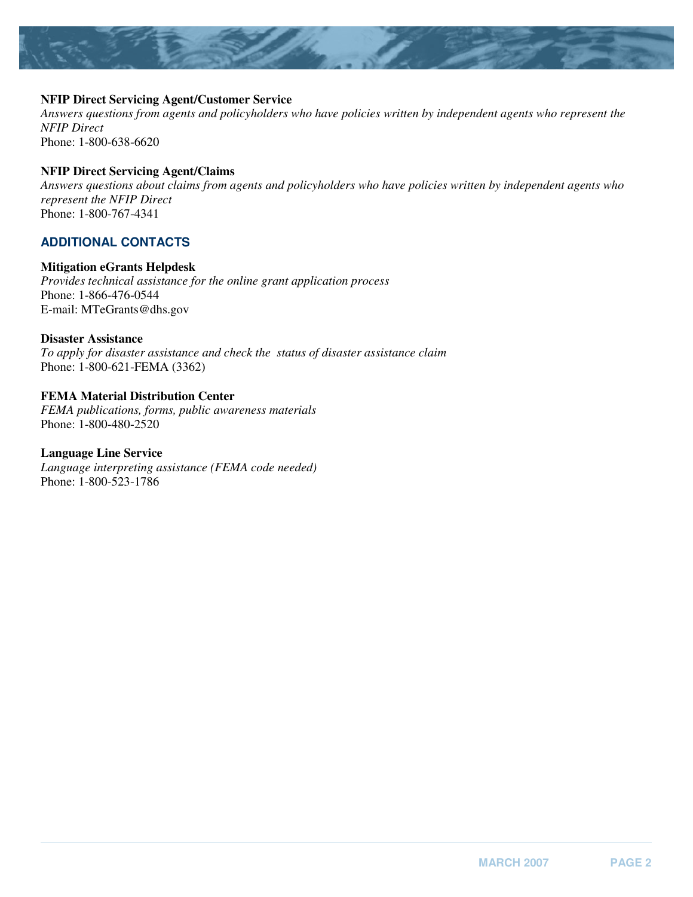**NFIP Direct Servicing Agent/Customer Service**
*Answers questions from agents and policyholders who have policies written by independent agents who represent the NFIP Direct*
Phone: 1-800-638-6620

**NFIP Direct Servicing Agent/Claims**
*Answers questions about claims from agents and policyholders who have policies written by independent agents who represent the NFIP Direct*
Phone: 1-800-767-4341

## ADDITIONAL CONTACTS

**Mitigation eGrants Helpdesk**
*Provides technical assistance for the online grant application process*
Phone: 1-866-476-0544
E-mail: MTeGrants@dhs.gov

**Disaster Assistance**
*To apply for disaster assistance and check the status of disaster assistance claim*
Phone: 1-800-621-FEMA (3362)

**FEMA Material Distribution Center**
*FEMA publications, forms, public awareness materials*
Phone: 1-800-480-2520

**Language Line Service**
*Language interpreting assistance (FEMA code needed)*
Phone: 1-800-523-1786